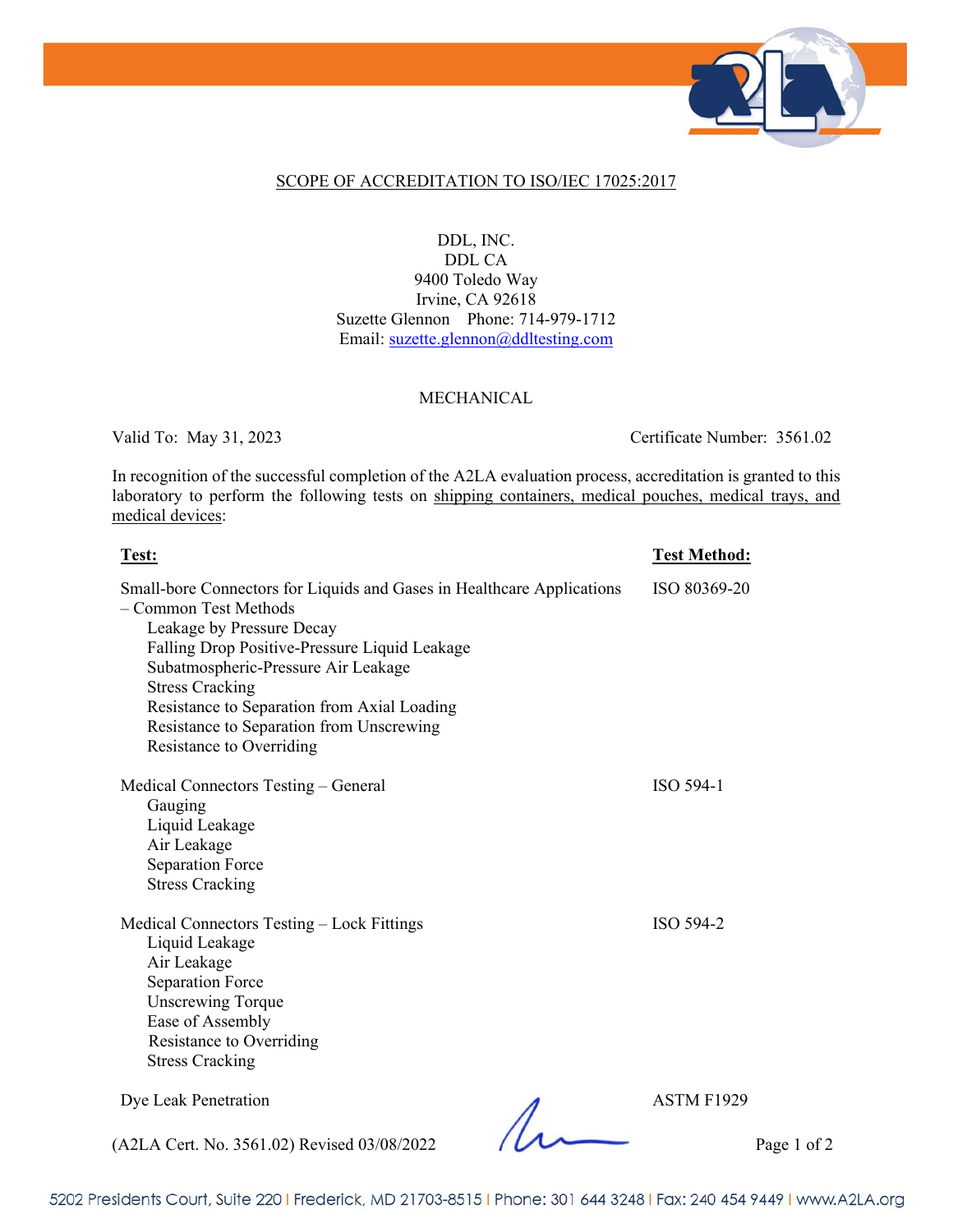## SCOPE OF ACCREDITATION TO ISO/IEC 17025:2017

DDL, INC.
DDL CA
9400 Toledo Way
Irvine, CA 92618
Suzette Glennon Phone: 714-979-1712
Email: suzette.glennon@ddltesting.com

### MECHANICAL

Valid To: May 31, 2023 Certificate Number: 3561.02

In recognition of the successful completion of the A2LA evaluation process, accreditation is granted to this laboratory to perform the following tests on shipping containers, medical pouches, medical trays, and medical devices:

| Test: | Test Method: |
|---|---|
| Small-bore Connectors for Liquids and Gases in Healthcare Applications – Common Test Methods<br>Leakage by Pressure Decay<br>Falling Drop Positive-Pressure Liquid Leakage<br>Subatmospheric-Pressure Air Leakage<br>Stress Cracking<br>Resistance to Separation from Axial Loading<br>Resistance to Separation from Unscrewing<br>Resistance to Overriding | ISO 80369-20 |
| Medical Connectors Testing – General<br>Gauging<br>Liquid Leakage<br>Air Leakage<br>Separation Force<br>Stress Cracking | ISO 594-1 |
| Medical Connectors Testing – Lock Fittings<br>Liquid Leakage<br>Air Leakage<br>Separation Force<br>Unscrewing Torque<br>Ease of Assembly<br>Resistance to Overriding<br>Stress Cracking | ISO 594-2 |
| Dye Leak Penetration | ASTM F1929 |

(A2LA Cert. No. 3561.02) Revised 03/08/2022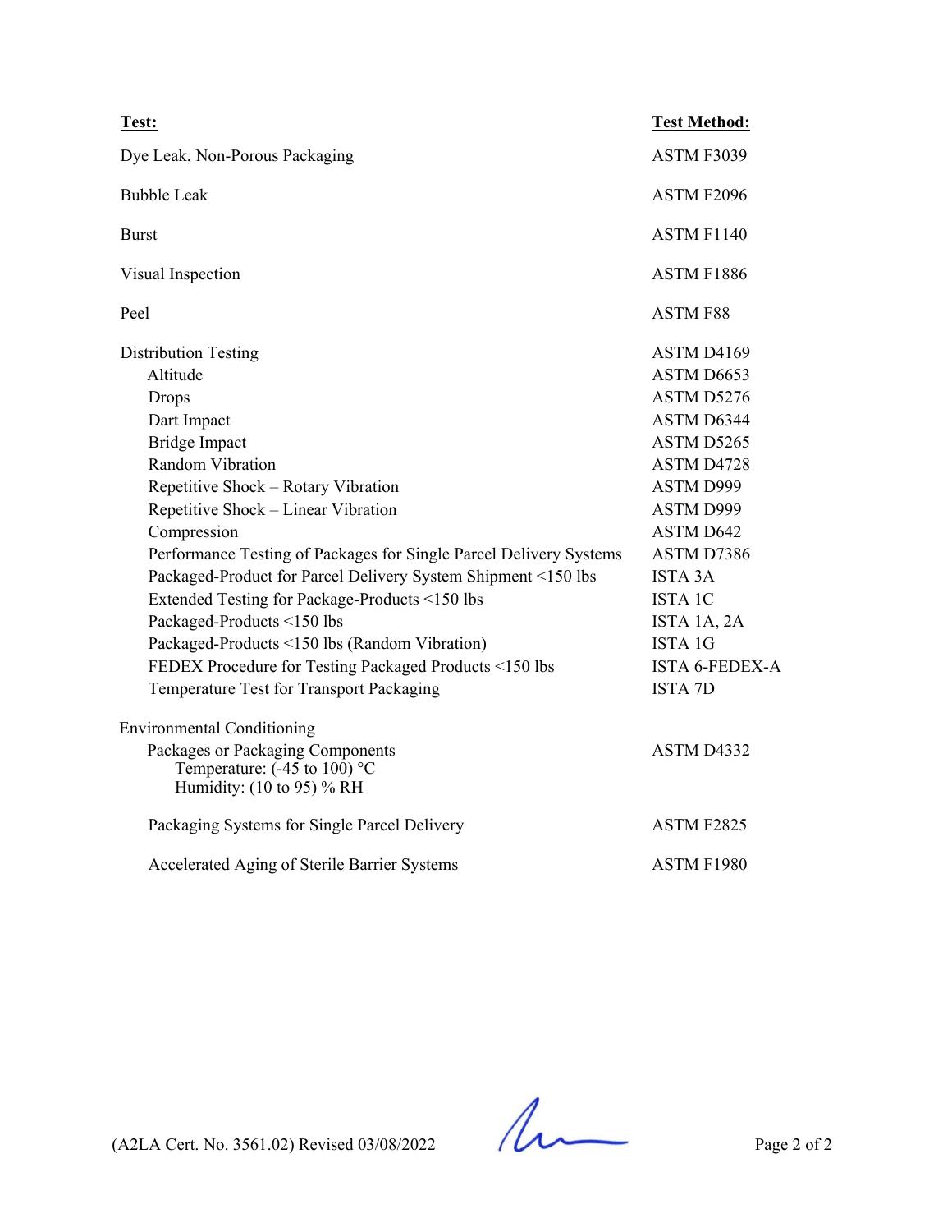| **Test:** | **Test Method:** |
|---|---|
| Dye Leak, Non-Porous Packaging | ASTM F3039 |
| Bubble Leak | ASTM F2096 |
| Burst | ASTM F1140 |
| Visual Inspection | ASTM F1886 |
| Peel | ASTM F88 |
| Distribution Testing | ASTM D4169 |
| Altitude | ASTM D6653 |
| Drops | ASTM D5276 |
| Dart Impact | ASTM D6344 |
| Bridge Impact | ASTM D5265 |
| Random Vibration | ASTM D4728 |
| Repetitive Shock – Rotary Vibration | ASTM D999 |
| Repetitive Shock – Linear Vibration | ASTM D999 |
| Compression | ASTM D642 |
| Performance Testing of Packages for Single Parcel Delivery Systems | ASTM D7386 |
| Packaged-Product for Parcel Delivery System Shipment <150 lbs | ISTA 3A |
| Extended Testing for Package-Products <150 lbs | ISTA 1C |
| Packaged-Products <150 lbs | ISTA 1A, 2A |
| Packaged-Products <150 lbs (Random Vibration) | ISTA 1G |
| FEDEX Procedure for Testing Packaged Products <150 lbs | ISTA 6-FEDEX-A |
| Temperature Test for Transport Packaging | ISTA 7D |
| Environmental Conditioning | |
| Packages or Packaging Components<br>Temperature: (-45 to 100) °C<br>Humidity: (10 to 95) % RH | ASTM D4332 |
| Packaging Systems for Single Parcel Delivery | ASTM F2825 |
| Accelerated Aging of Sterile Barrier Systems | ASTM F1980 |

(A2LA Cert. No. 3561.02) Revised 03/08/2022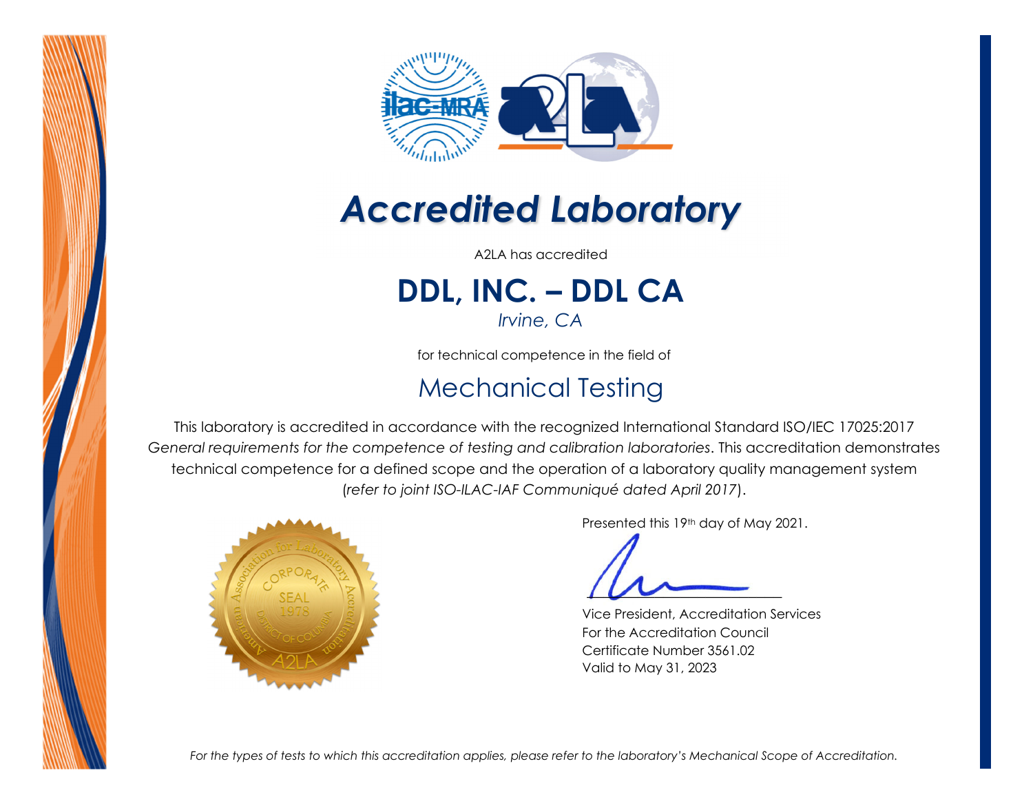# *Accredited Laboratory*

A2LA has accredited

## DDL, INC. – DDL CA

*Irvine, CA*

for technical competence in the field of

## Mechanical Testing

This laboratory is accredited in accordance with the recognized International Standard ISO/IEC 17025:2017 *General requirements for the competence of testing and calibration laboratories*. This accreditation demonstrates technical competence for a defined scope and the operation of a laboratory quality management system (*refer to joint ISO-ILAC-IAF Communiqué dated April 2017*).

Presented this 19th day of May 2021.

Vice President, Accreditation Services
For the Accreditation Council
Certificate Number 3561.02
Valid to May 31, 2023

*For the types of tests to which this accreditation applies, please refer to the laboratory's Mechanical Scope of Accreditation.*